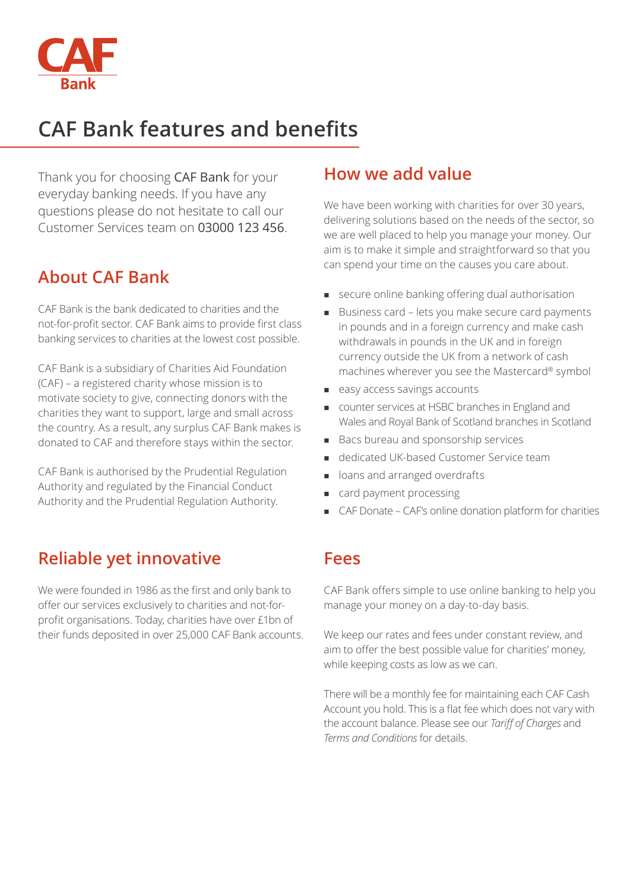CAF Bank

# CAF Bank features and benefits

Thank you for choosing CAF Bank for your everyday banking needs. If you have any questions please do not hesitate to call our Customer Services team on 03000 123 456.

## About CAF Bank

CAF Bank is the bank dedicated to charities and the not-for-profit sector. CAF Bank aims to provide first class banking services to charities at the lowest cost possible.

CAF Bank is a subsidiary of Charities Aid Foundation (CAF) – a registered charity whose mission is to motivate society to give, connecting donors with the charities they want to support, large and small across the country. As a result, any surplus CAF Bank makes is donated to CAF and therefore stays within the sector.

CAF Bank is authorised by the Prudential Regulation Authority and regulated by the Financial Conduct Authority and the Prudential Regulation Authority.

## Reliable yet innovative

We were founded in 1986 as the first and only bank to offer our services exclusively to charities and not-for-profit organisations. Today, charities have over £1bn of their funds deposited in over 25,000 CAF Bank accounts.

## How we add value

We have been working with charities for over 30 years, delivering solutions based on the needs of the sector, so we are well placed to help you manage your money. Our aim is to make it simple and straightforward so that you can spend your time on the causes you care about.

- secure online banking offering dual authorisation
- Business card – lets you make secure card payments in pounds and in a foreign currency and make cash withdrawals in pounds in the UK and in foreign currency outside the UK from a network of cash machines wherever you see the Mastercard® symbol
- easy access savings accounts
- counter services at HSBC branches in England and Wales and Royal Bank of Scotland branches in Scotland
- Bacs bureau and sponsorship services
- dedicated UK-based Customer Service team
- loans and arranged overdrafts
- card payment processing
- CAF Donate – CAF's online donation platform for charities

## Fees

CAF Bank offers simple to use online banking to help you manage your money on a day-to-day basis.

We keep our rates and fees under constant review, and aim to offer the best possible value for charities' money, while keeping costs as low as we can.

There will be a monthly fee for maintaining each CAF Cash Account you hold. This is a flat fee which does not vary with the account balance. Please see our *Tariff of Charges* and *Terms and Conditions* for details.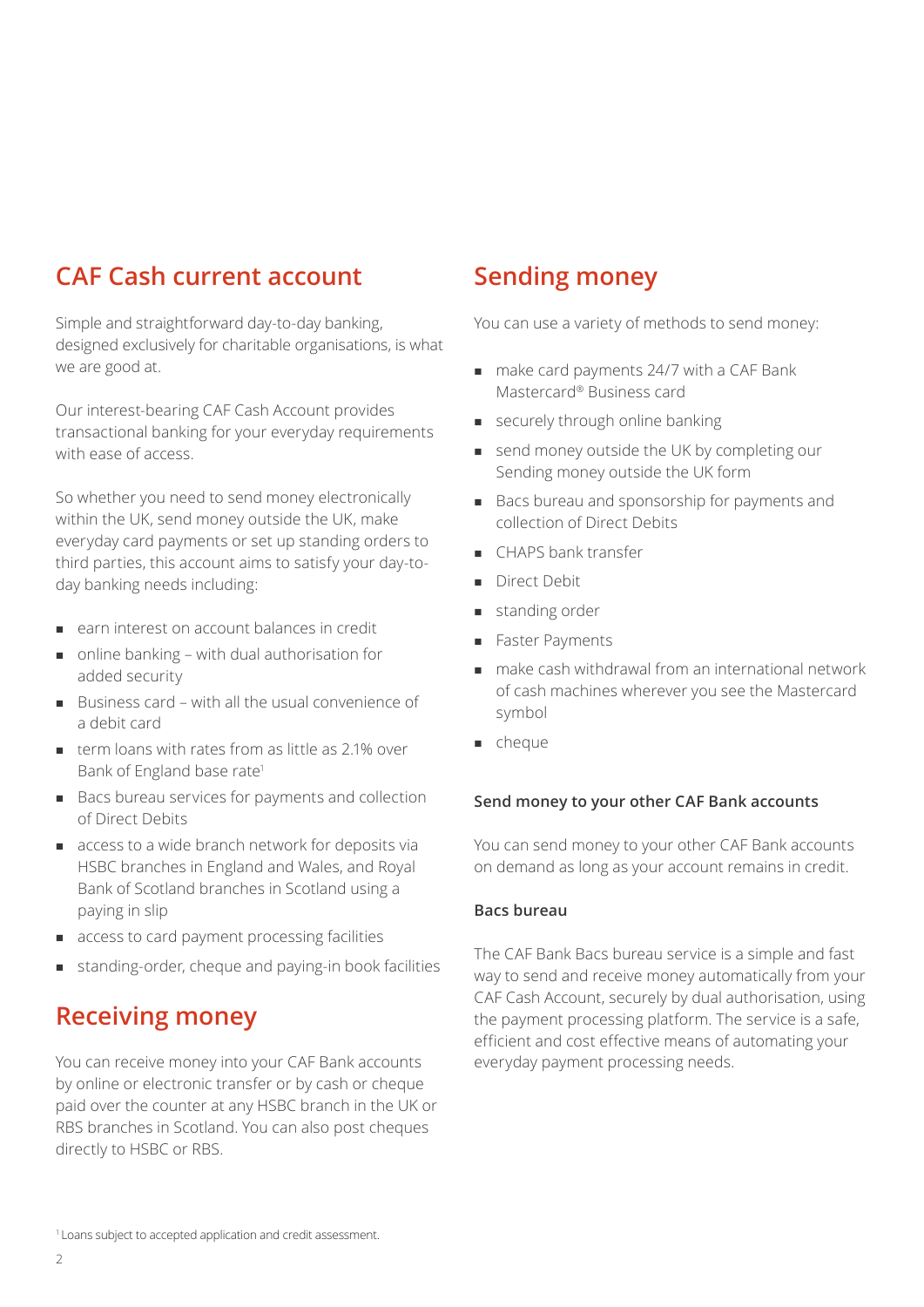## CAF Cash current account

Simple and straightforward day-to-day banking, designed exclusively for charitable organisations, is what we are good at.

Our interest-bearing CAF Cash Account provides transactional banking for your everyday requirements with ease of access.

So whether you need to send money electronically within the UK, send money outside the UK, make everyday card payments or set up standing orders to third parties, this account aims to satisfy your day-to-day banking needs including:

- earn interest on account balances in credit
- online banking – with dual authorisation for added security
- Business card – with all the usual convenience of a debit card
- term loans with rates from as little as 2.1% over Bank of England base rate[1]
- Bacs bureau services for payments and collection of Direct Debits
- access to a wide branch network for deposits via HSBC branches in England and Wales, and Royal Bank of Scotland branches in Scotland using a paying in slip
- access to card payment processing facilities
- standing-order, cheque and paying-in book facilities

## Receiving money

You can receive money into your CAF Bank accounts by online or electronic transfer or by cash or cheque paid over the counter at any HSBC branch in the UK or RBS branches in Scotland. You can also post cheques directly to HSBC or RBS.

## Sending money

You can use a variety of methods to send money:

- make card payments 24/7 with a CAF Bank Mastercard® Business card
- securely through online banking
- send money outside the UK by completing our Sending money outside the UK form
- Bacs bureau and sponsorship for payments and collection of Direct Debits
- CHAPS bank transfer
- Direct Debit
- standing order
- Faster Payments
- make cash withdrawal from an international network of cash machines wherever you see the Mastercard symbol
- cheque

### Send money to your other CAF Bank accounts

You can send money to your other CAF Bank accounts on demand as long as your account remains in credit.

### Bacs bureau

The CAF Bank Bacs bureau service is a simple and fast way to send and receive money automatically from your CAF Cash Account, securely by dual authorisation, using the payment processing platform. The service is a safe, efficient and cost effective means of automating your everyday payment processing needs.

[1] Loans subject to accepted application and credit assessment.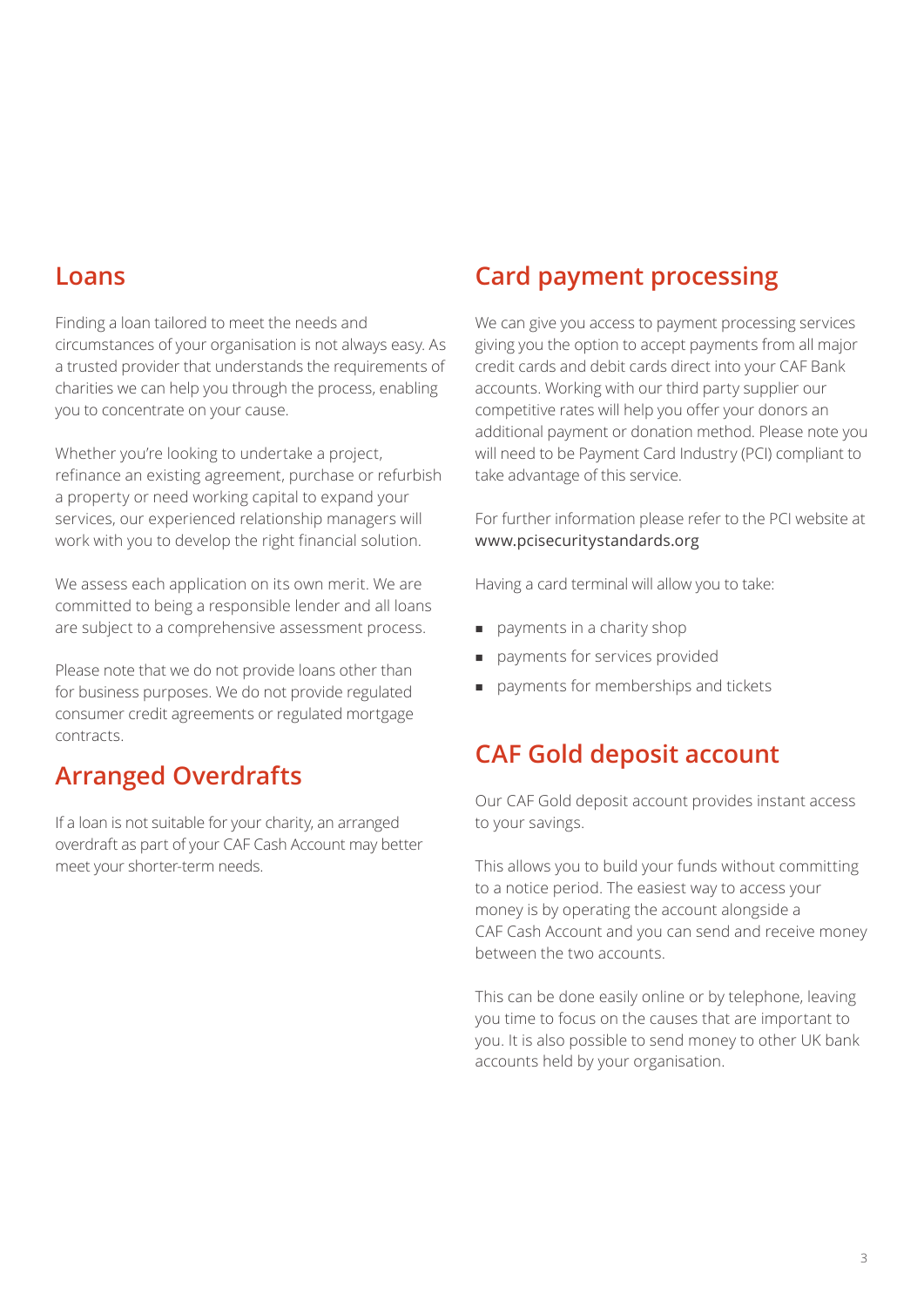## Loans

Finding a loan tailored to meet the needs and circumstances of your organisation is not always easy. As a trusted provider that understands the requirements of charities we can help you through the process, enabling you to concentrate on your cause.

Whether you're looking to undertake a project, refinance an existing agreement, purchase or refurbish a property or need working capital to expand your services, our experienced relationship managers will work with you to develop the right financial solution.

We assess each application on its own merit. We are committed to being a responsible lender and all loans are subject to a comprehensive assessment process.

Please note that we do not provide loans other than for business purposes. We do not provide regulated consumer credit agreements or regulated mortgage contracts.

## Arranged Overdrafts

If a loan is not suitable for your charity, an arranged overdraft as part of your CAF Cash Account may better meet your shorter-term needs.

## Card payment processing

We can give you access to payment processing services giving you the option to accept payments from all major credit cards and debit cards direct into your CAF Bank accounts. Working with our third party supplier our competitive rates will help you offer your donors an additional payment or donation method. Please note you will need to be Payment Card Industry (PCI) compliant to take advantage of this service.

For further information please refer to the PCI website at www.pcisecuritystandards.org

Having a card terminal will allow you to take:

- payments in a charity shop
- payments for services provided
- payments for memberships and tickets

## CAF Gold deposit account

Our CAF Gold deposit account provides instant access to your savings.

This allows you to build your funds without committing to a notice period. The easiest way to access your money is by operating the account alongside a CAF Cash Account and you can send and receive money between the two accounts.

This can be done easily online or by telephone, leaving you time to focus on the causes that are important to you. It is also possible to send money to other UK bank accounts held by your organisation.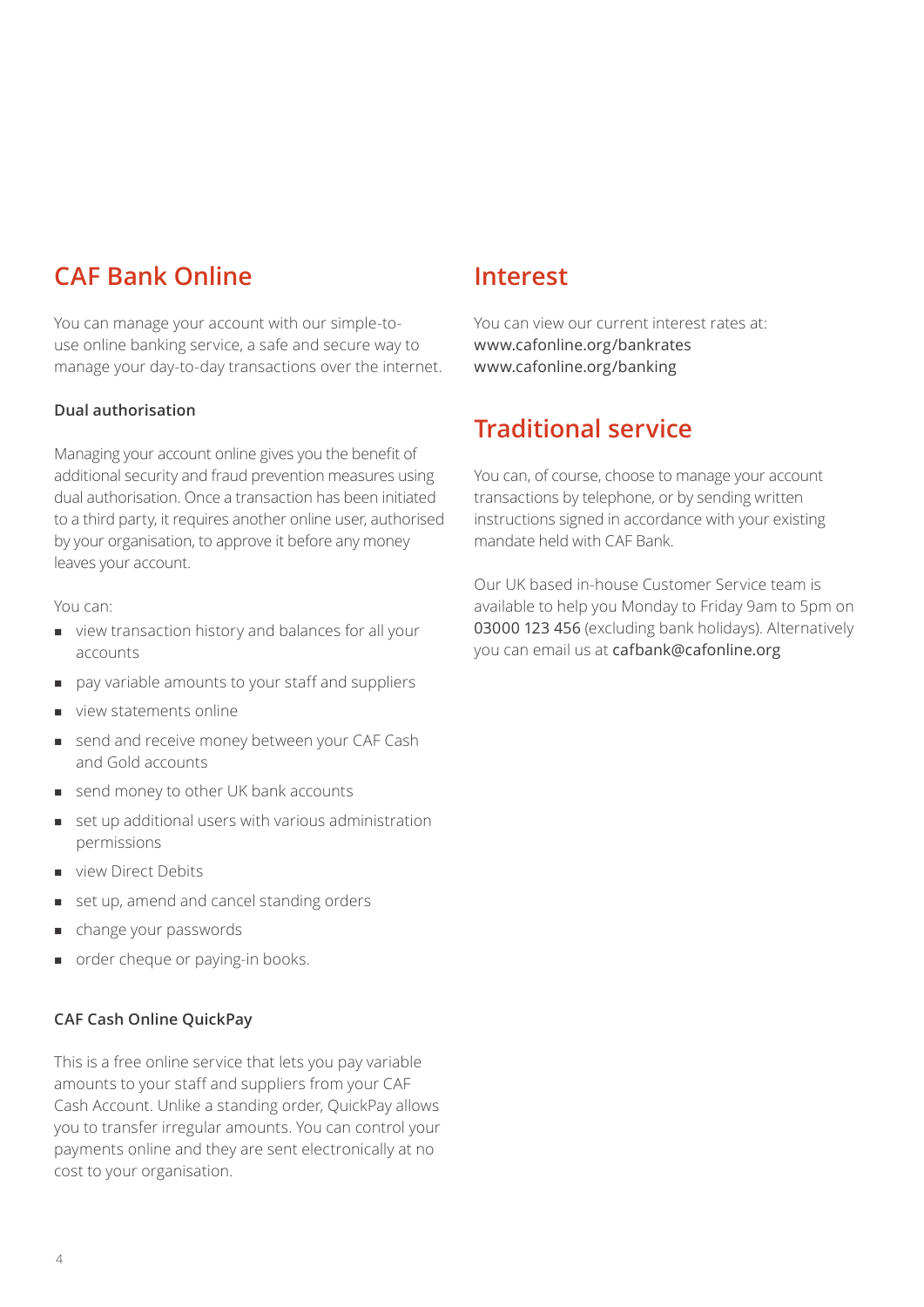## CAF Bank Online

You can manage your account with our simple-to-use online banking service, a safe and secure way to manage your day-to-day transactions over the internet.

### Dual authorisation

Managing your account online gives you the benefit of additional security and fraud prevention measures using dual authorisation. Once a transaction has been initiated to a third party, it requires another online user, authorised by your organisation, to approve it before any money leaves your account.

You can:

- view transaction history and balances for all your accounts
- pay variable amounts to your staff and suppliers
- view statements online
- send and receive money between your CAF Cash and Gold accounts
- send money to other UK bank accounts
- set up additional users with various administration permissions
- view Direct Debits
- set up, amend and cancel standing orders
- change your passwords
- order cheque or paying-in books.

### CAF Cash Online QuickPay

This is a free online service that lets you pay variable amounts to your staff and suppliers from your CAF Cash Account. Unlike a standing order, QuickPay allows you to transfer irregular amounts. You can control your payments online and they are sent electronically at no cost to your organisation.

## Interest

You can view our current interest rates at:
www.cafonline.org/bankrates
www.cafonline.org/banking

## Traditional service

You can, of course, choose to manage your account transactions by telephone, or by sending written instructions signed in accordance with your existing mandate held with CAF Bank.

Our UK based in-house Customer Service team is available to help you Monday to Friday 9am to 5pm on 03000 123 456 (excluding bank holidays). Alternatively you can email us at cafbank@cafonline.org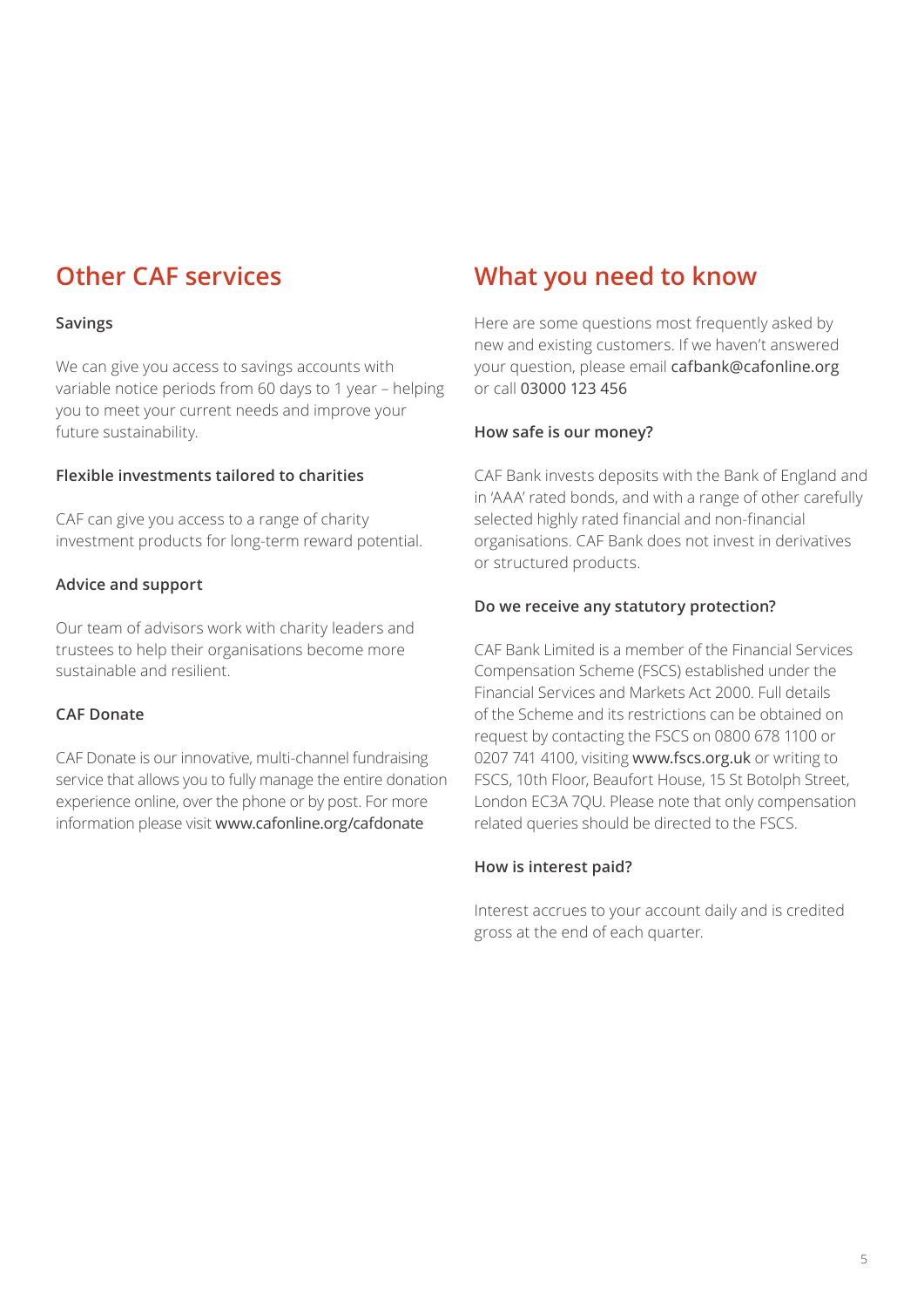## Other CAF services

### Savings

We can give you access to savings accounts with variable notice periods from 60 days to 1 year – helping you to meet your current needs and improve your future sustainability.

### Flexible investments tailored to charities

CAF can give you access to a range of charity investment products for long-term reward potential.

### Advice and support

Our team of advisors work with charity leaders and trustees to help their organisations become more sustainable and resilient.

### CAF Donate

CAF Donate is our innovative, multi-channel fundraising service that allows you to fully manage the entire donation experience online, over the phone or by post. For more information please visit www.cafonline.org/cafdonate

## What you need to know

Here are some questions most frequently asked by new and existing customers. If we haven't answered your question, please email cafbank@cafonline.org or call 03000 123 456

### How safe is our money?

CAF Bank invests deposits with the Bank of England and in 'AAA' rated bonds, and with a range of other carefully selected highly rated financial and non-financial organisations. CAF Bank does not invest in derivatives or structured products.

### Do we receive any statutory protection?

CAF Bank Limited is a member of the Financial Services Compensation Scheme (FSCS) established under the Financial Services and Markets Act 2000. Full details of the Scheme and its restrictions can be obtained on request by contacting the FSCS on 0800 678 1100 or 0207 741 4100, visiting www.fscs.org.uk or writing to FSCS, 10th Floor, Beaufort House, 15 St Botolph Street, London EC3A 7QU. Please note that only compensation related queries should be directed to the FSCS.

### How is interest paid?

Interest accrues to your account daily and is credited gross at the end of each quarter.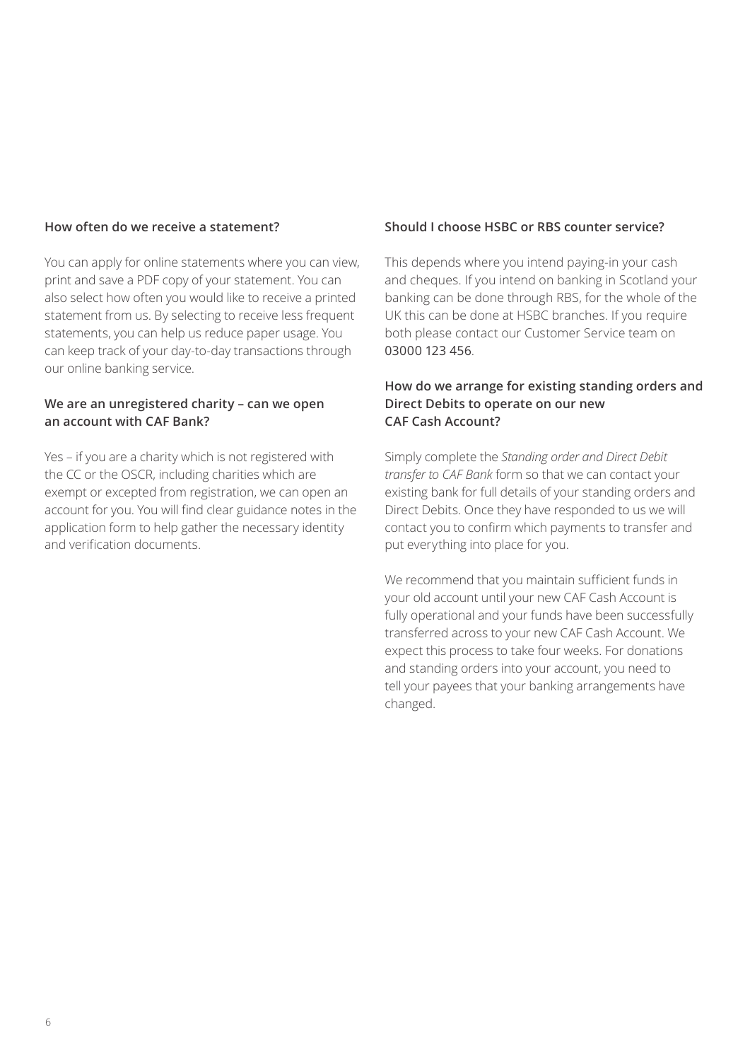### How often do we receive a statement?

You can apply for online statements where you can view, print and save a PDF copy of your statement. You can also select how often you would like to receive a printed statement from us. By selecting to receive less frequent statements, you can help us reduce paper usage. You can keep track of your day-to-day transactions through our online banking service.

### We are an unregistered charity – can we open an account with CAF Bank?

Yes – if you are a charity which is not registered with the CC or the OSCR, including charities which are exempt or excepted from registration, we can open an account for you. You will find clear guidance notes in the application form to help gather the necessary identity and verification documents.

### Should I choose HSBC or RBS counter service?

This depends where you intend paying-in your cash and cheques. If you intend on banking in Scotland your banking can be done through RBS, for the whole of the UK this can be done at HSBC branches. If you require both please contact our Customer Service team on 03000 123 456.

### How do we arrange for existing standing orders and Direct Debits to operate on our new CAF Cash Account?

Simply complete the *Standing order and Direct Debit transfer to CAF Bank* form so that we can contact your existing bank for full details of your standing orders and Direct Debits. Once they have responded to us we will contact you to confirm which payments to transfer and put everything into place for you.

We recommend that you maintain sufficient funds in your old account until your new CAF Cash Account is fully operational and your funds have been successfully transferred across to your new CAF Cash Account. We expect this process to take four weeks. For donations and standing orders into your account, you need to tell your payees that your banking arrangements have changed.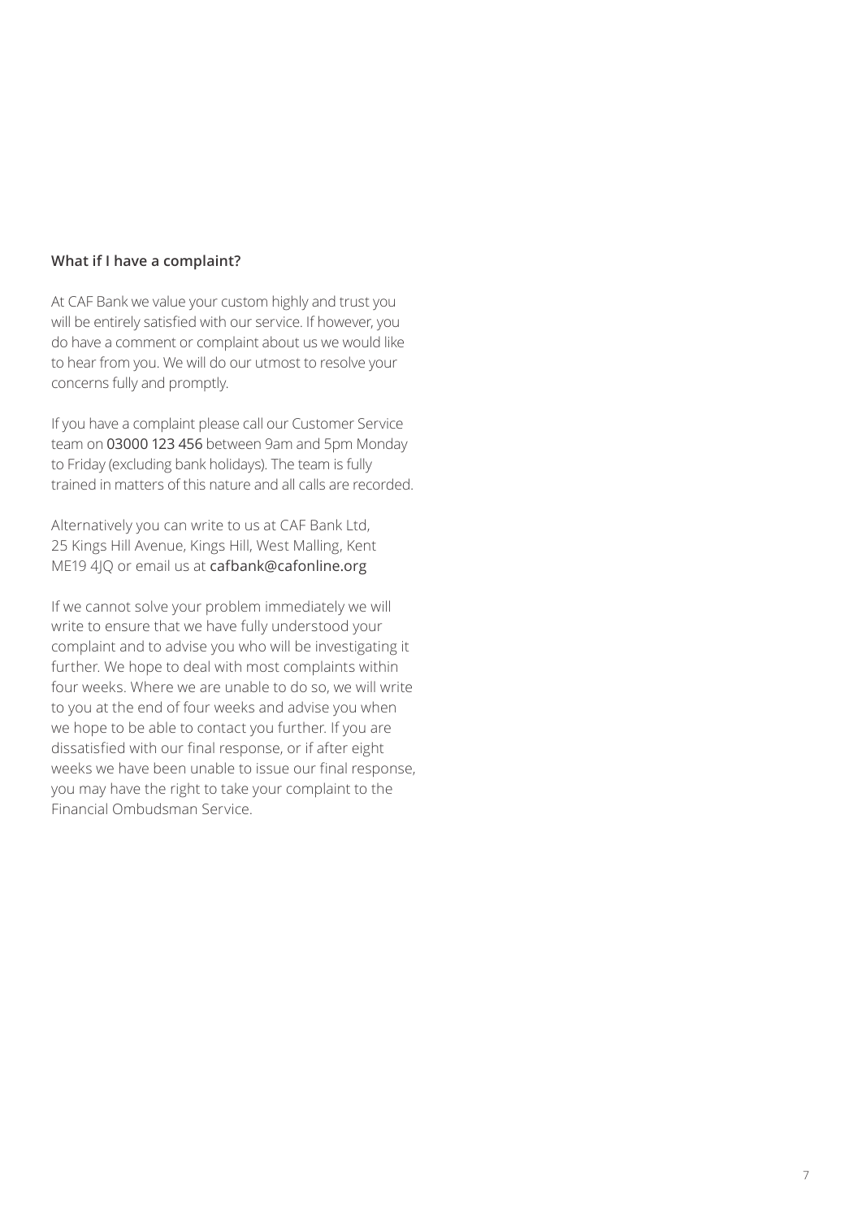**What if I have a complaint?**

At CAF Bank we value your custom highly and trust you will be entirely satisfied with our service. If however, you do have a comment or complaint about us we would like to hear from you. We will do our utmost to resolve your concerns fully and promptly.

If you have a complaint please call our Customer Service team on 03000 123 456 between 9am and 5pm Monday to Friday (excluding bank holidays). The team is fully trained in matters of this nature and all calls are recorded.

Alternatively you can write to us at CAF Bank Ltd, 25 Kings Hill Avenue, Kings Hill, West Malling, Kent ME19 4JQ or email us at cafbank@cafonline.org

If we cannot solve your problem immediately we will write to ensure that we have fully understood your complaint and to advise you who will be investigating it further. We hope to deal with most complaints within four weeks. Where we are unable to do so, we will write to you at the end of four weeks and advise you when we hope to be able to contact you further. If you are dissatisfied with our final response, or if after eight weeks we have been unable to issue our final response, you may have the right to take your complaint to the Financial Ombudsman Service.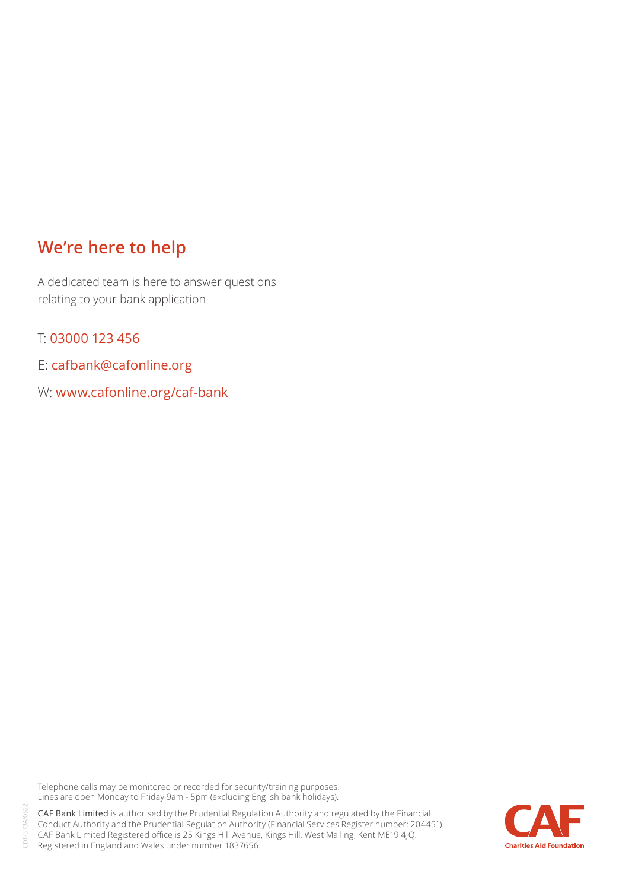## We're here to help

A dedicated team is here to answer questions relating to your bank application

T: 03000 123 456

E: cafbank@cafonline.org

W: www.cafonline.org/caf-bank

Telephone calls may be monitored or recorded for security/training purposes.
Lines are open Monday to Friday 9am - 5pm (excluding English bank holidays).

CAF Bank Limited is authorised by the Prudential Regulation Authority and regulated by the Financial Conduct Authority and the Prudential Regulation Authority (Financial Services Register number: 204451).
CAF Bank Limited Registered office is 25 Kings Hill Avenue, Kings Hill, West Malling, Kent ME19 4JQ.
Registered in England and Wales under number 1837656.

CDT-373A/0522

CAF
Charities Aid Foundation